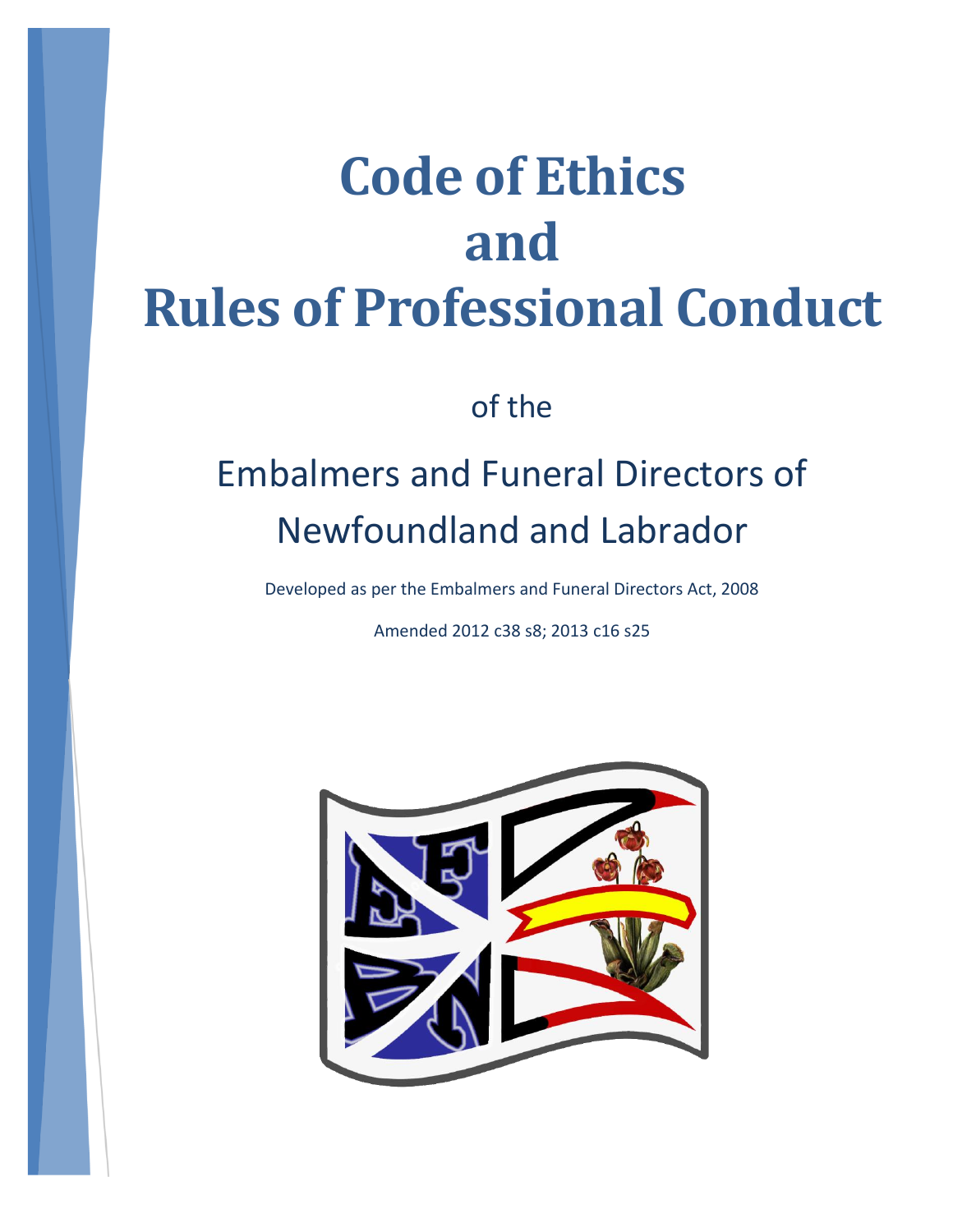# Code of Ethics and Rules of Professional Conduct

of the

## Embalmers and Funeral Directors of Newfoundland and Labrador

Developed as per the Embalmers and Funeral Directors Act, 2008

Amended 2012 c38 s8; 2013 c16 s25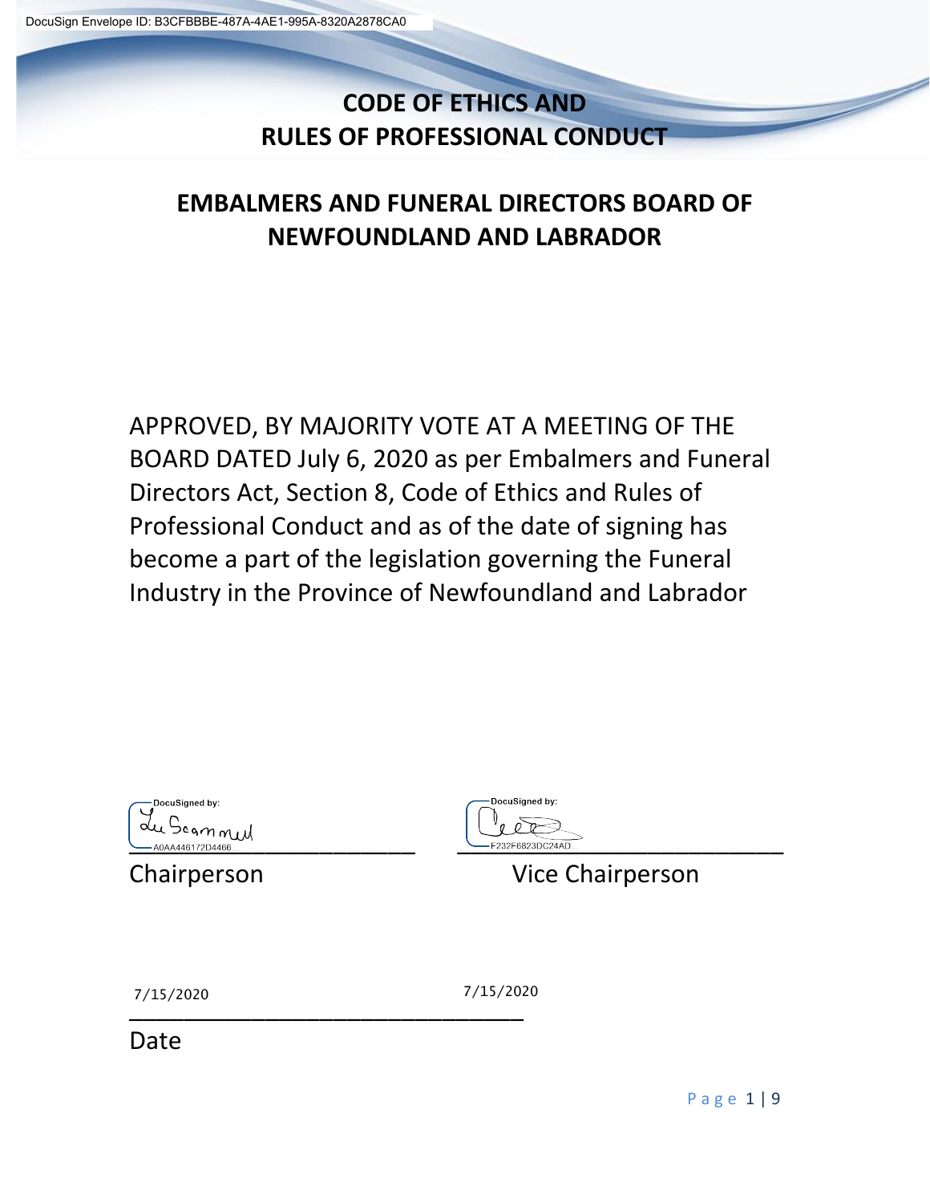# CODE OF ETHICS AND RULES OF PROFESSIONAL CONDUCT

## EMBALMERS AND FUNERAL DIRECTORS BOARD OF NEWFOUNDLAND AND LABRADOR

APPROVED, BY MAJORITY VOTE AT A MEETING OF THE BOARD DATED July 6, 2020 as per Embalmers and Funeral Directors Act, Section 8, Code of Ethics and Rules of Professional Conduct and as of the date of signing has become a part of the legislation governing the Funeral Industry in the Province of Newfoundland and Labrador

DocuSigned by: A0AA446172D4466...
______________________________
Chairperson

DocuSigned by: F232F6823DC24AD...
______________________________
Vice Chairperson

7/15/2020 7/15/2020
______________________________
Date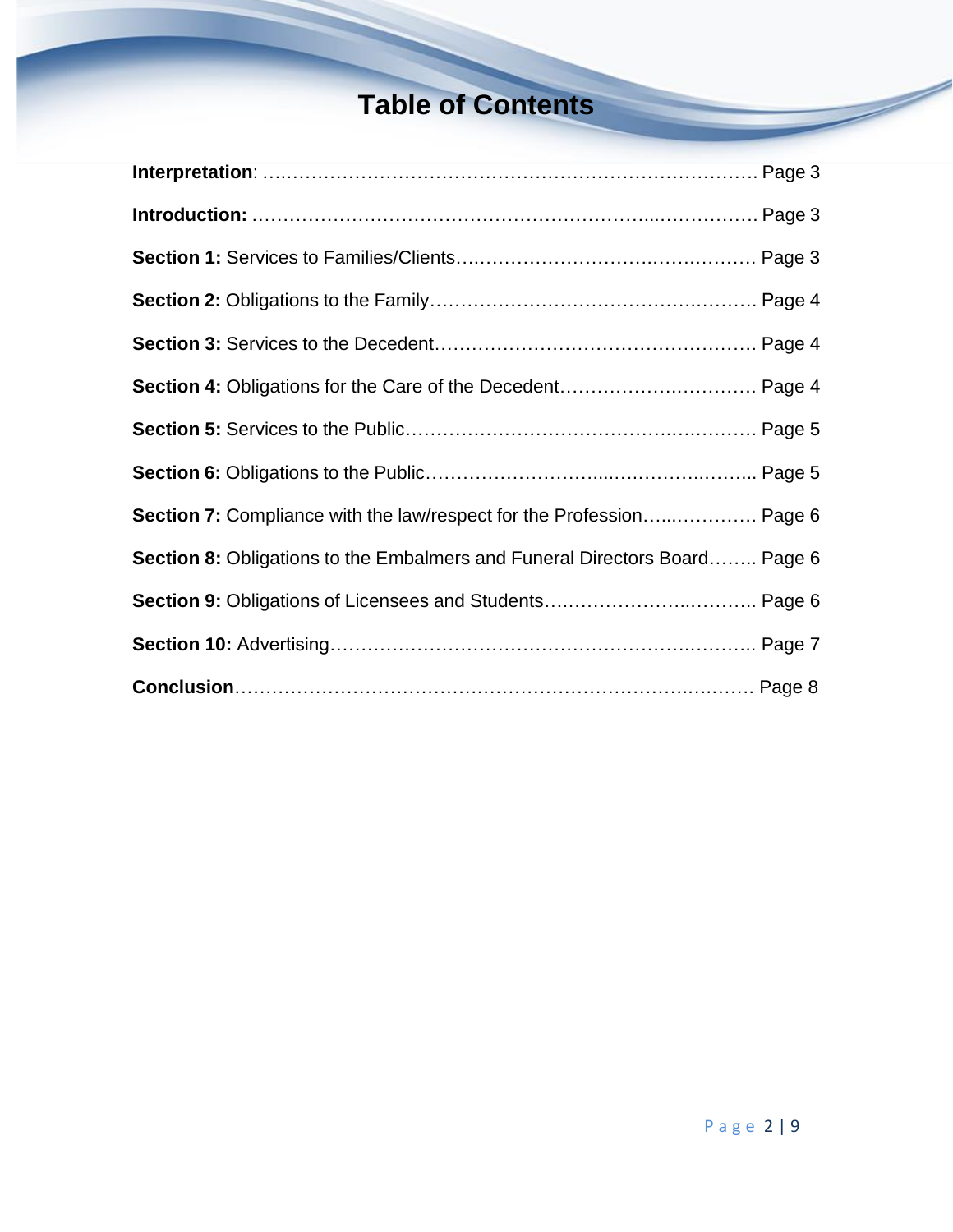# Table of Contents

**Interpretation**: ………………………………………………………………………… Page 3

**Introduction:** ………………………………………………………………………… Page 3

**Section 1:** Services to Families/Clients…………………………………………… Page 3

**Section 2:** Obligations to the Family……………………………………………… Page 4

**Section 3:** Services to the Decedent………………………………………………. Page 4

**Section 4:** Obligations for the Care of the Decedent…………………………. Page 4

**Section 5:** Services to the Public…………………………………………………. Page 5

**Section 6:** Obligations to the Public………………………………………………. Page 5

**Section 7:** Compliance with the law/respect for the Profession…………… Page 6

**Section 8:** Obligations to the Embalmers and Funeral Directors Board…….. Page 6

**Section 9:** Obligations of Licensees and Students…………………………….. Page 6

**Section 10:** Advertising……………………………………………………………….. Page 7

**Conclusion**……………………………………………………………………………… Page 8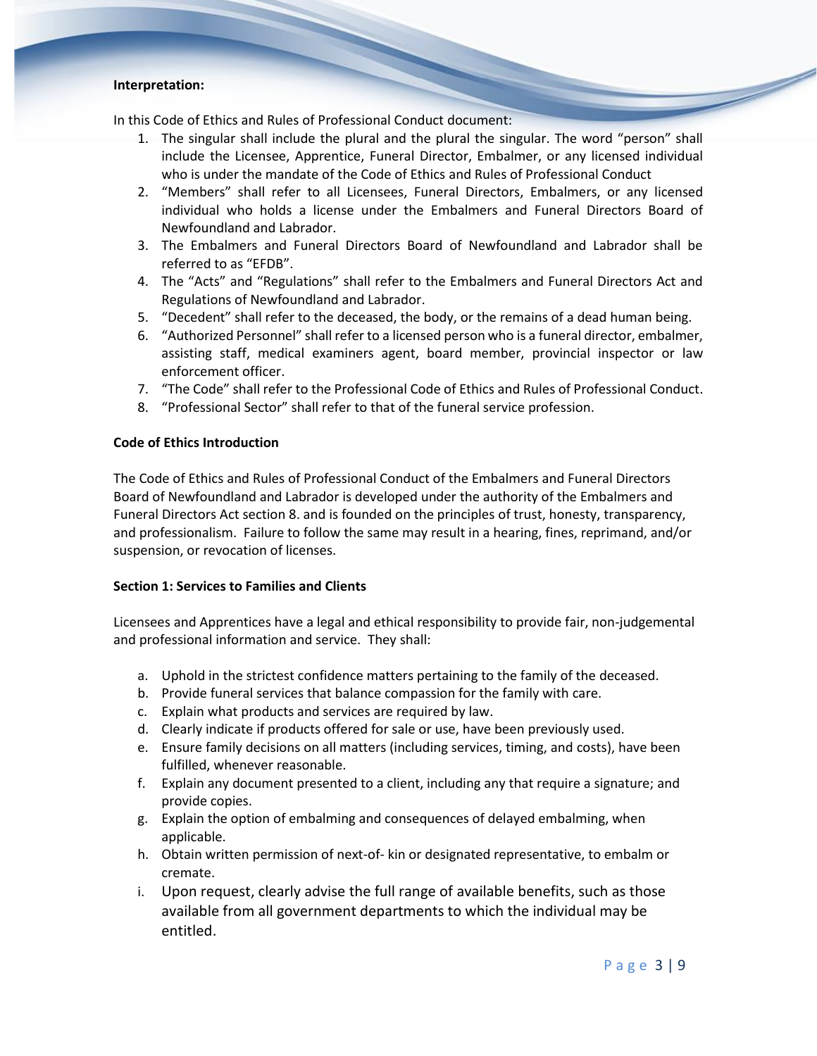**Interpretation:**

In this Code of Ethics and Rules of Professional Conduct document:

1. The singular shall include the plural and the plural the singular. The word "person" shall include the Licensee, Apprentice, Funeral Director, Embalmer, or any licensed individual who is under the mandate of the Code of Ethics and Rules of Professional Conduct
2. "Members" shall refer to all Licensees, Funeral Directors, Embalmers, or any licensed individual who holds a license under the Embalmers and Funeral Directors Board of Newfoundland and Labrador.
3. The Embalmers and Funeral Directors Board of Newfoundland and Labrador shall be referred to as "EFDB".
4. The "Acts" and "Regulations" shall refer to the Embalmers and Funeral Directors Act and Regulations of Newfoundland and Labrador.
5. "Decedent" shall refer to the deceased, the body, or the remains of a dead human being.
6. "Authorized Personnel" shall refer to a licensed person who is a funeral director, embalmer, assisting staff, medical examiners agent, board member, provincial inspector or law enforcement officer.
7. "The Code" shall refer to the Professional Code of Ethics and Rules of Professional Conduct.
8. "Professional Sector" shall refer to that of the funeral service profession.

**Code of Ethics Introduction**

The Code of Ethics and Rules of Professional Conduct of the Embalmers and Funeral Directors Board of Newfoundland and Labrador is developed under the authority of the Embalmers and Funeral Directors Act section 8. and is founded on the principles of trust, honesty, transparency, and professionalism. Failure to follow the same may result in a hearing, fines, reprimand, and/or suspension, or revocation of licenses.

**Section 1: Services to Families and Clients**

Licensees and Apprentices have a legal and ethical responsibility to provide fair, non-judgemental and professional information and service. They shall:

a. Uphold in the strictest confidence matters pertaining to the family of the deceased.
b. Provide funeral services that balance compassion for the family with care.
c. Explain what products and services are required by law.
d. Clearly indicate if products offered for sale or use, have been previously used.
e. Ensure family decisions on all matters (including services, timing, and costs), have been fulfilled, whenever reasonable.
f. Explain any document presented to a client, including any that require a signature; and provide copies.
g. Explain the option of embalming and consequences of delayed embalming, when applicable.
h. Obtain written permission of next-of- kin or designated representative, to embalm or cremate.
i. Upon request, clearly advise the full range of available benefits, such as those available from all government departments to which the individual may be entitled.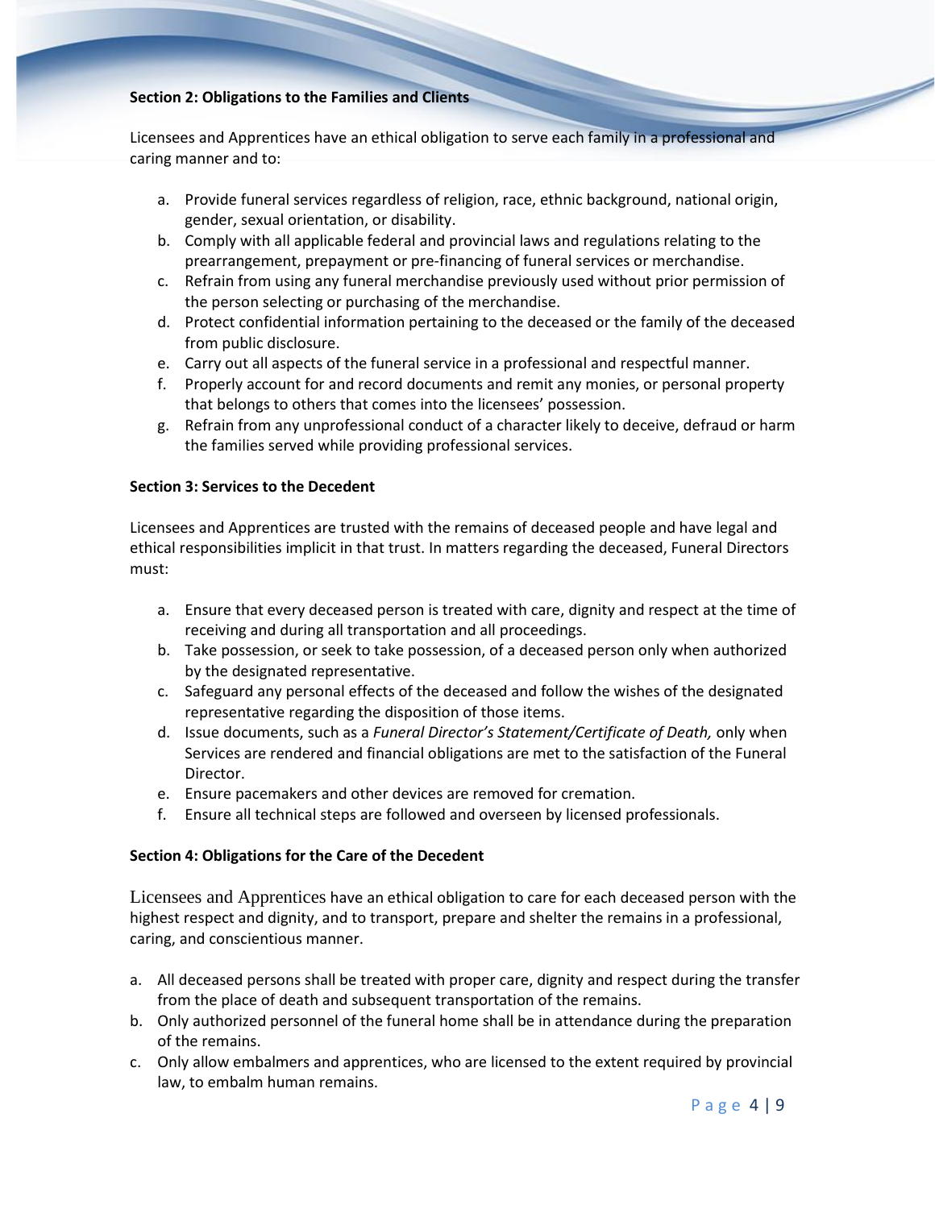**Section 2: Obligations to the Families and Clients**

Licensees and Apprentices have an ethical obligation to serve each family in a professional and caring manner and to:

a. Provide funeral services regardless of religion, race, ethnic background, national origin, gender, sexual orientation, or disability.
b. Comply with all applicable federal and provincial laws and regulations relating to the prearrangement, prepayment or pre-financing of funeral services or merchandise.
c. Refrain from using any funeral merchandise previously used without prior permission of the person selecting or purchasing of the merchandise.
d. Protect confidential information pertaining to the deceased or the family of the deceased from public disclosure.
e. Carry out all aspects of the funeral service in a professional and respectful manner.
f. Properly account for and record documents and remit any monies, or personal property that belongs to others that comes into the licensees' possession.
g. Refrain from any unprofessional conduct of a character likely to deceive, defraud or harm the families served while providing professional services.

**Section 3: Services to the Decedent**

Licensees and Apprentices are trusted with the remains of deceased people and have legal and ethical responsibilities implicit in that trust. In matters regarding the deceased, Funeral Directors must:

a. Ensure that every deceased person is treated with care, dignity and respect at the time of receiving and during all transportation and all proceedings.
b. Take possession, or seek to take possession, of a deceased person only when authorized by the designated representative.
c. Safeguard any personal effects of the deceased and follow the wishes of the designated representative regarding the disposition of those items.
d. Issue documents, such as a *Funeral Director's Statement/Certificate of Death,* only when Services are rendered and financial obligations are met to the satisfaction of the Funeral Director.
e. Ensure pacemakers and other devices are removed for cremation.
f. Ensure all technical steps are followed and overseen by licensed professionals.

**Section 4: Obligations for the Care of the Decedent**

Licensees and Apprentices have an ethical obligation to care for each deceased person with the highest respect and dignity, and to transport, prepare and shelter the remains in a professional, caring, and conscientious manner.

a. All deceased persons shall be treated with proper care, dignity and respect during the transfer from the place of death and subsequent transportation of the remains.
b. Only authorized personnel of the funeral home shall be in attendance during the preparation of the remains.
c. Only allow embalmers and apprentices, who are licensed to the extent required by provincial law, to embalm human remains.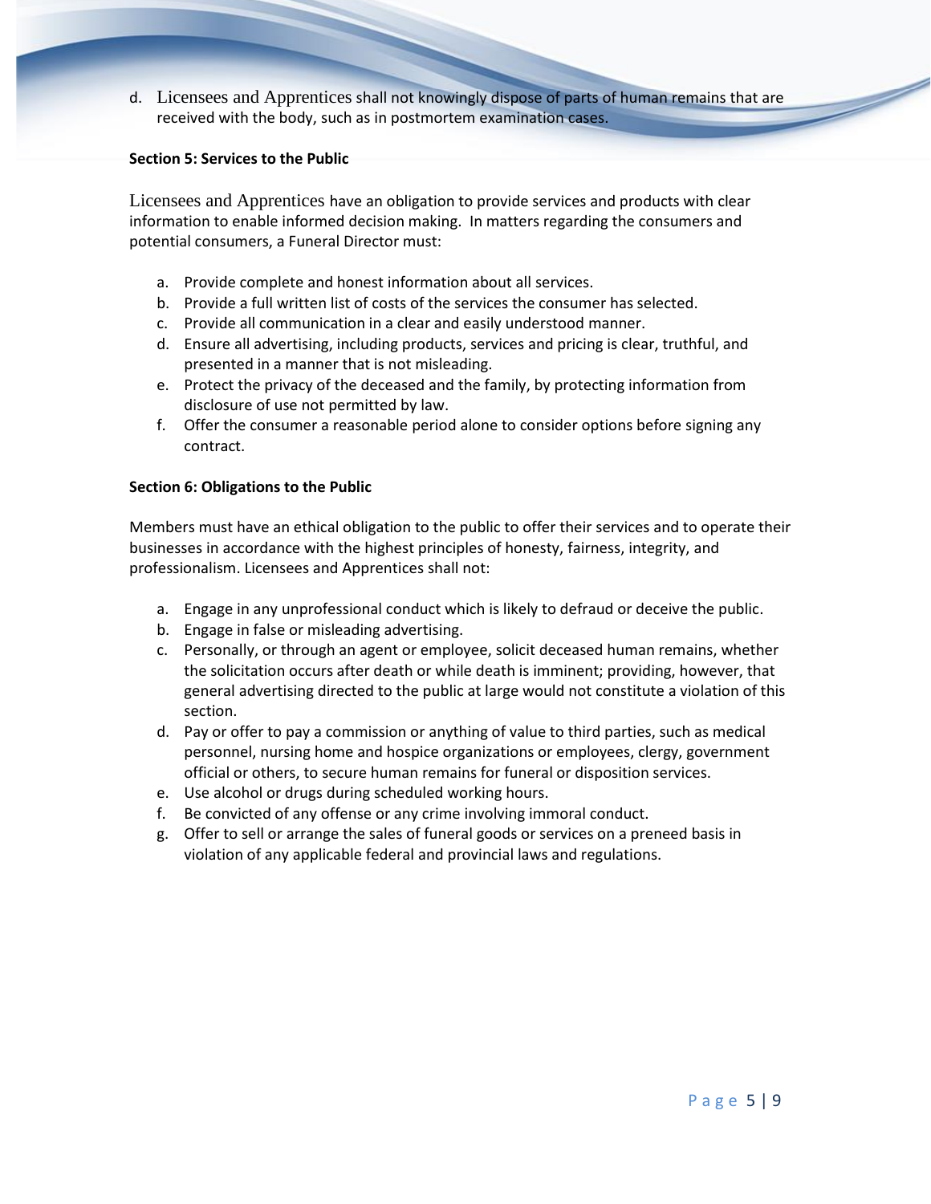d. Licensees and Apprentices shall not knowingly dispose of parts of human remains that are received with the body, such as in postmortem examination cases.

**Section 5: Services to the Public**

Licensees and Apprentices have an obligation to provide services and products with clear information to enable informed decision making. In matters regarding the consumers and potential consumers, a Funeral Director must:

a. Provide complete and honest information about all services.
b. Provide a full written list of costs of the services the consumer has selected.
c. Provide all communication in a clear and easily understood manner.
d. Ensure all advertising, including products, services and pricing is clear, truthful, and presented in a manner that is not misleading.
e. Protect the privacy of the deceased and the family, by protecting information from disclosure of use not permitted by law.
f. Offer the consumer a reasonable period alone to consider options before signing any contract.

**Section 6: Obligations to the Public**

Members must have an ethical obligation to the public to offer their services and to operate their businesses in accordance with the highest principles of honesty, fairness, integrity, and professionalism. Licensees and Apprentices shall not:

a. Engage in any unprofessional conduct which is likely to defraud or deceive the public.
b. Engage in false or misleading advertising.
c. Personally, or through an agent or employee, solicit deceased human remains, whether the solicitation occurs after death or while death is imminent; providing, however, that general advertising directed to the public at large would not constitute a violation of this section.
d. Pay or offer to pay a commission or anything of value to third parties, such as medical personnel, nursing home and hospice organizations or employees, clergy, government official or others, to secure human remains for funeral or disposition services.
e. Use alcohol or drugs during scheduled working hours.
f. Be convicted of any offense or any crime involving immoral conduct.
g. Offer to sell or arrange the sales of funeral goods or services on a preneed basis in violation of any applicable federal and provincial laws and regulations.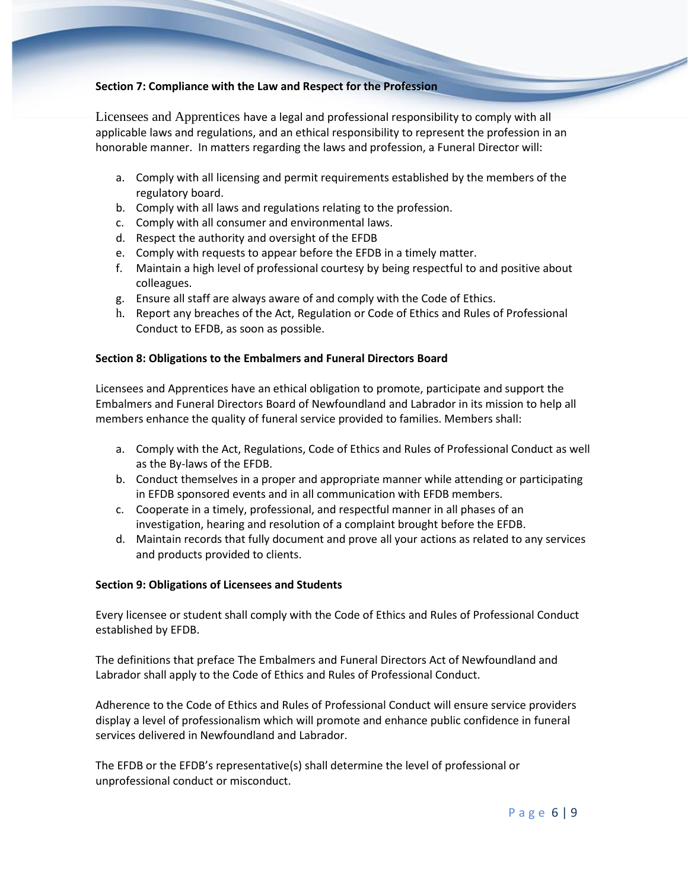### Section 7: Compliance with the Law and Respect for the Profession

Licensees and Apprentices have a legal and professional responsibility to comply with all applicable laws and regulations, and an ethical responsibility to represent the profession in an honorable manner. In matters regarding the laws and profession, a Funeral Director will:

a. Comply with all licensing and permit requirements established by the members of the regulatory board.
b. Comply with all laws and regulations relating to the profession.
c. Comply with all consumer and environmental laws.
d. Respect the authority and oversight of the EFDB
e. Comply with requests to appear before the EFDB in a timely matter.
f. Maintain a high level of professional courtesy by being respectful to and positive about colleagues.
g. Ensure all staff are always aware of and comply with the Code of Ethics.
h. Report any breaches of the Act, Regulation or Code of Ethics and Rules of Professional Conduct to EFDB, as soon as possible.

### Section 8: Obligations to the Embalmers and Funeral Directors Board

Licensees and Apprentices have an ethical obligation to promote, participate and support the Embalmers and Funeral Directors Board of Newfoundland and Labrador in its mission to help all members enhance the quality of funeral service provided to families. Members shall:

a. Comply with the Act, Regulations, Code of Ethics and Rules of Professional Conduct as well as the By-laws of the EFDB.
b. Conduct themselves in a proper and appropriate manner while attending or participating in EFDB sponsored events and in all communication with EFDB members.
c. Cooperate in a timely, professional, and respectful manner in all phases of an investigation, hearing and resolution of a complaint brought before the EFDB.
d. Maintain records that fully document and prove all your actions as related to any services and products provided to clients.

### Section 9: Obligations of Licensees and Students

Every licensee or student shall comply with the Code of Ethics and Rules of Professional Conduct established by EFDB.

The definitions that preface The Embalmers and Funeral Directors Act of Newfoundland and Labrador shall apply to the Code of Ethics and Rules of Professional Conduct.

Adherence to the Code of Ethics and Rules of Professional Conduct will ensure service providers display a level of professionalism which will promote and enhance public confidence in funeral services delivered in Newfoundland and Labrador.

The EFDB or the EFDB's representative(s) shall determine the level of professional or unprofessional conduct or misconduct.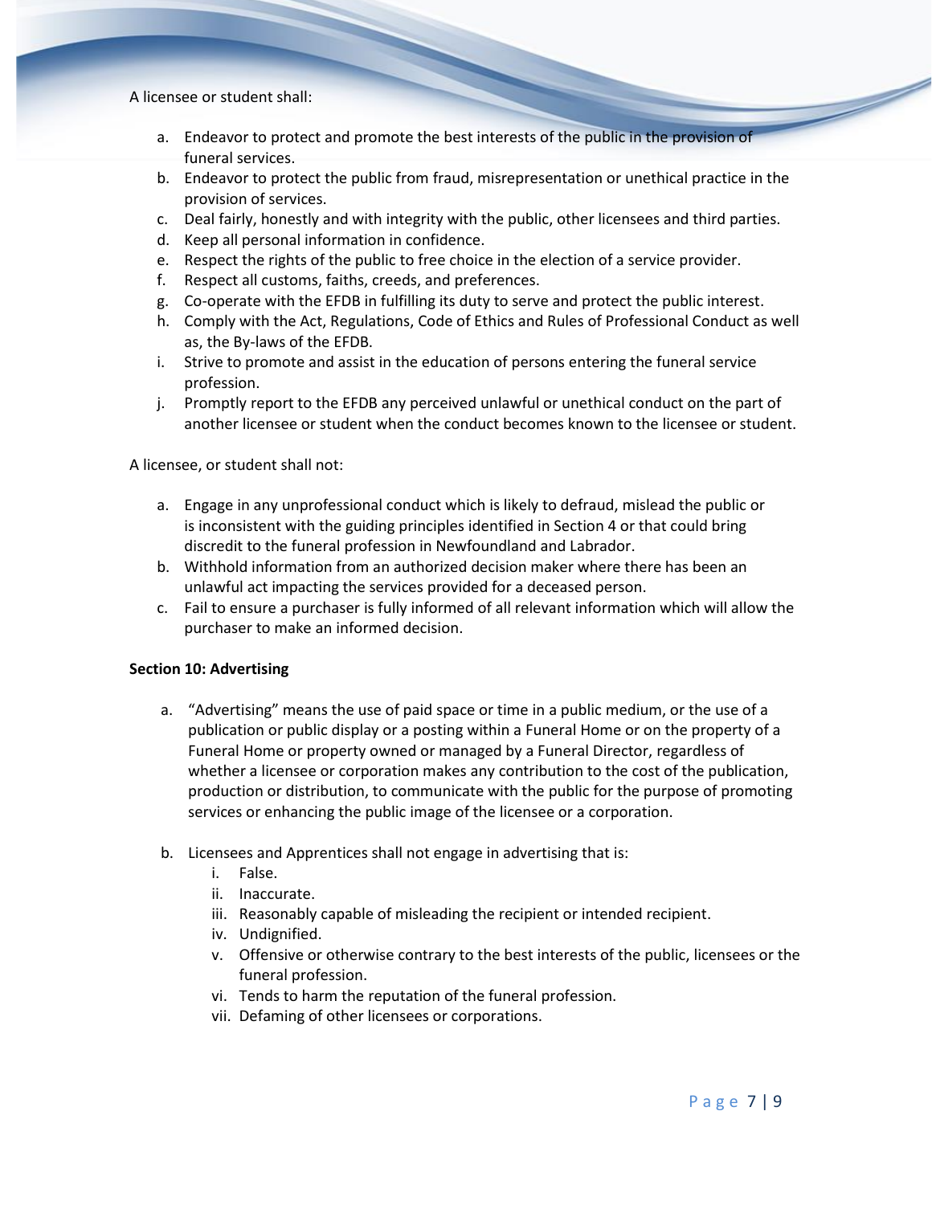A licensee or student shall:

a. Endeavor to protect and promote the best interests of the public in the provision of funeral services.
b. Endeavor to protect the public from fraud, misrepresentation or unethical practice in the provision of services.
c. Deal fairly, honestly and with integrity with the public, other licensees and third parties.
d. Keep all personal information in confidence.
e. Respect the rights of the public to free choice in the election of a service provider.
f. Respect all customs, faiths, creeds, and preferences.
g. Co-operate with the EFDB in fulfilling its duty to serve and protect the public interest.
h. Comply with the Act, Regulations, Code of Ethics and Rules of Professional Conduct as well as, the By-laws of the EFDB.
i. Strive to promote and assist in the education of persons entering the funeral service profession.
j. Promptly report to the EFDB any perceived unlawful or unethical conduct on the part of another licensee or student when the conduct becomes known to the licensee or student.

A licensee, or student shall not:

a. Engage in any unprofessional conduct which is likely to defraud, mislead the public or is inconsistent with the guiding principles identified in Section 4 or that could bring discredit to the funeral profession in Newfoundland and Labrador.
b. Withhold information from an authorized decision maker where there has been an unlawful act impacting the services provided for a deceased person.
c. Fail to ensure a purchaser is fully informed of all relevant information which will allow the purchaser to make an informed decision.

**Section 10: Advertising**

a. "Advertising" means the use of paid space or time in a public medium, or the use of a publication or public display or a posting within a Funeral Home or on the property of a Funeral Home or property owned or managed by a Funeral Director, regardless of whether a licensee or corporation makes any contribution to the cost of the publication, production or distribution, to communicate with the public for the purpose of promoting services or enhancing the public image of the licensee or a corporation.

b. Licensees and Apprentices shall not engage in advertising that is:
   i. False.
   ii. Inaccurate.
   iii. Reasonably capable of misleading the recipient or intended recipient.
   iv. Undignified.
   v. Offensive or otherwise contrary to the best interests of the public, licensees or the funeral profession.
   vi. Tends to harm the reputation of the funeral profession.
   vii. Defaming of other licensees or corporations.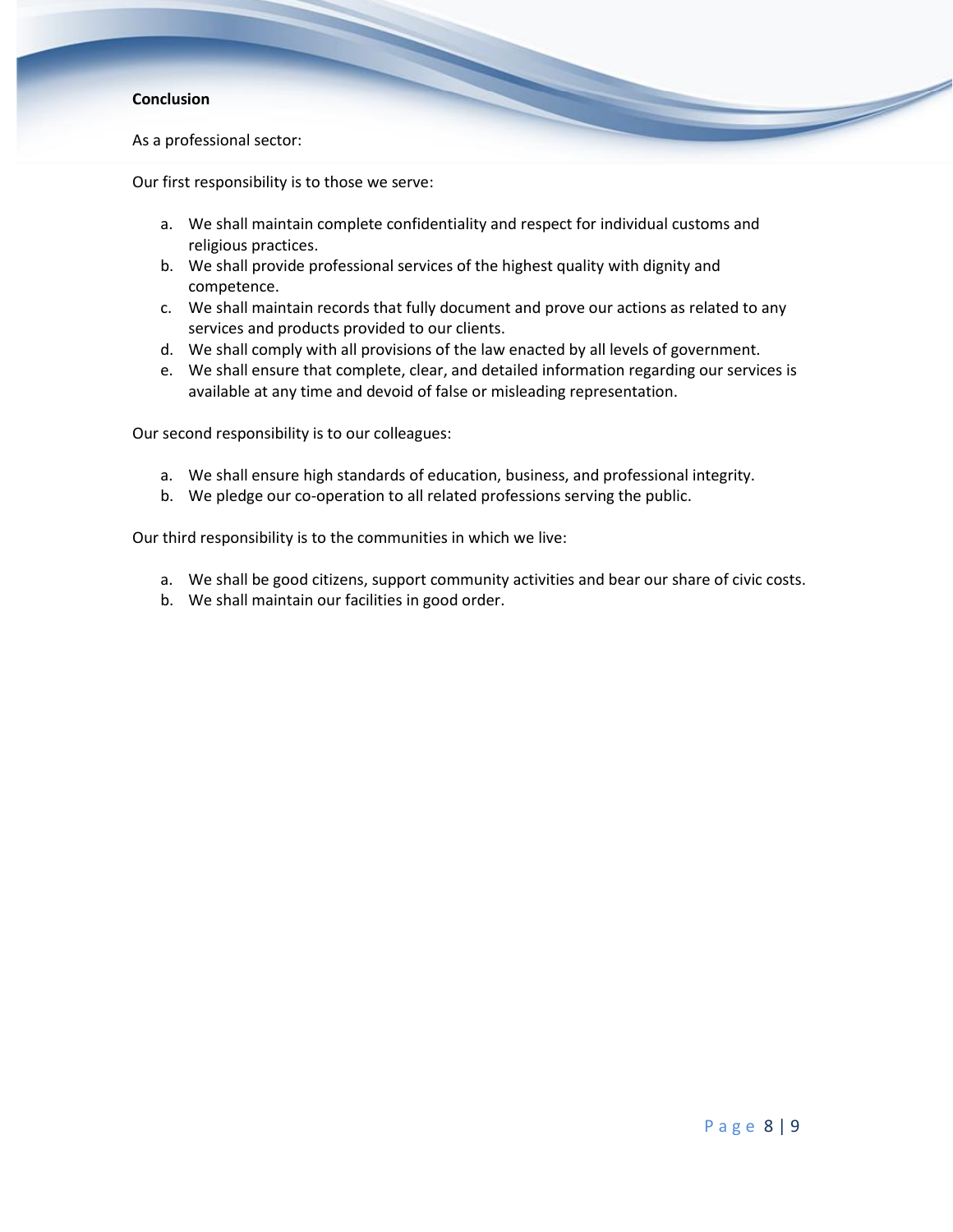## Conclusion

As a professional sector:

Our first responsibility is to those we serve:

a. We shall maintain complete confidentiality and respect for individual customs and religious practices.
b. We shall provide professional services of the highest quality with dignity and competence.
c. We shall maintain records that fully document and prove our actions as related to any services and products provided to our clients.
d. We shall comply with all provisions of the law enacted by all levels of government.
e. We shall ensure that complete, clear, and detailed information regarding our services is available at any time and devoid of false or misleading representation.

Our second responsibility is to our colleagues:

a. We shall ensure high standards of education, business, and professional integrity.
b. We pledge our co-operation to all related professions serving the public.

Our third responsibility is to the communities in which we live:

a. We shall be good citizens, support community activities and bear our share of civic costs.
b. We shall maintain our facilities in good order.